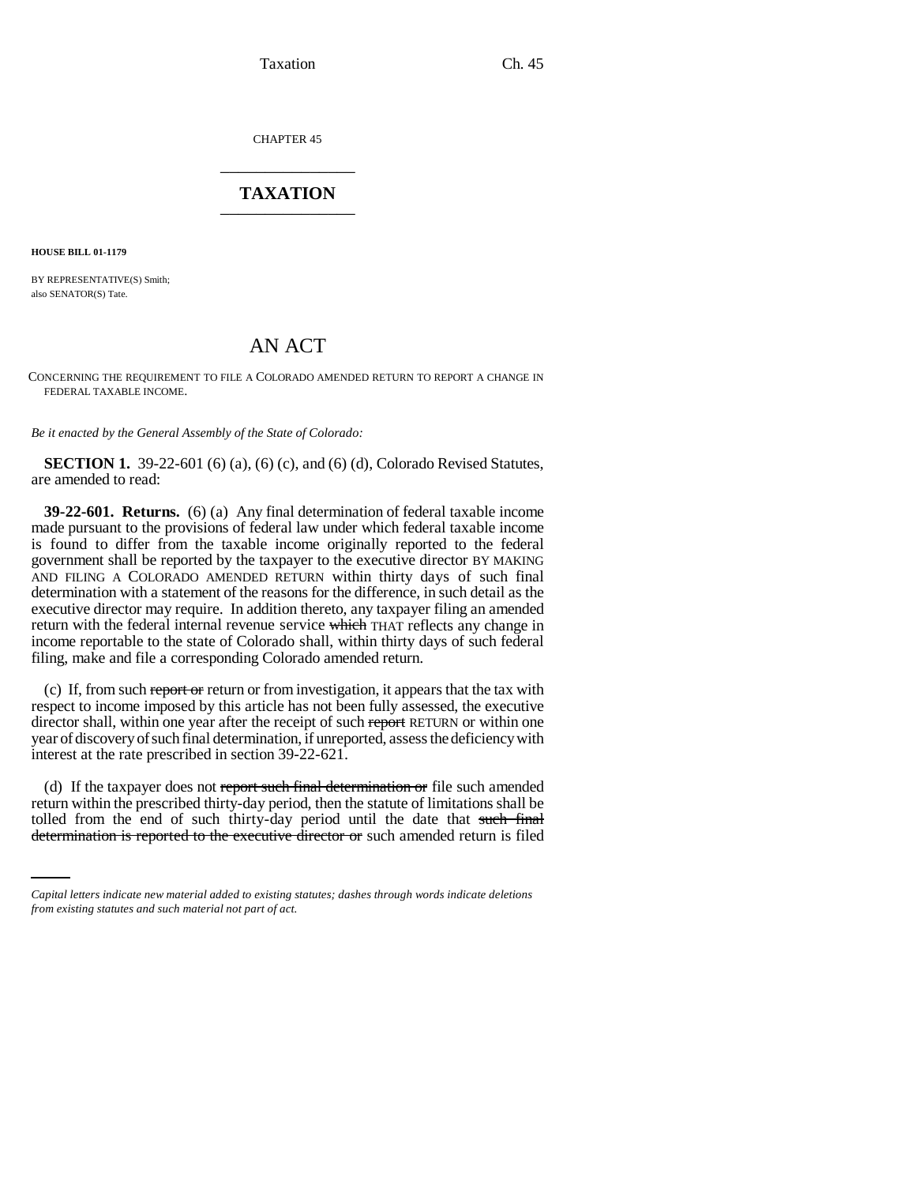CHAPTER 45

## TAXATION

**HOUSE BILL 01-1179**

BY REPRESENTATIVE(S) Smith;
also SENATOR(S) Tate.

# AN ACT

CONCERNING THE REQUIREMENT TO FILE A COLORADO AMENDED RETURN TO REPORT A CHANGE IN FEDERAL TAXABLE INCOME.

*Be it enacted by the General Assembly of the State of Colorado:*

**SECTION 1.** 39-22-601 (6) (a), (6) (c), and (6) (d), Colorado Revised Statutes, are amended to read:

**39-22-601. Returns.** (6) (a) Any final determination of federal taxable income made pursuant to the provisions of federal law under which federal taxable income is found to differ from the taxable income originally reported to the federal government shall be reported by the taxpayer to the executive director BY MAKING AND FILING A COLORADO AMENDED RETURN within thirty days of such final determination with a statement of the reasons for the difference, in such detail as the executive director may require. In addition thereto, any taxpayer filing an amended return with the federal internal revenue service ~~which~~ THAT reflects any change in income reportable to the state of Colorado shall, within thirty days of such federal filing, make and file a corresponding Colorado amended return.

(c) If, from such ~~report or~~ return or from investigation, it appears that the tax with respect to income imposed by this article has not been fully assessed, the executive director shall, within one year after the receipt of such ~~report~~ RETURN or within one year of discovery of such final determination, if unreported, assess the deficiency with interest at the rate prescribed in section 39-22-621.

(d) If the taxpayer does not ~~report such final determination or~~ file such amended return within the prescribed thirty-day period, then the statute of limitations shall be tolled from the end of such thirty-day period until the date that ~~such final determination is reported to the executive director or~~ such amended return is filed

*Capital letters indicate new material added to existing statutes; dashes through words indicate deletions from existing statutes and such material not part of act.*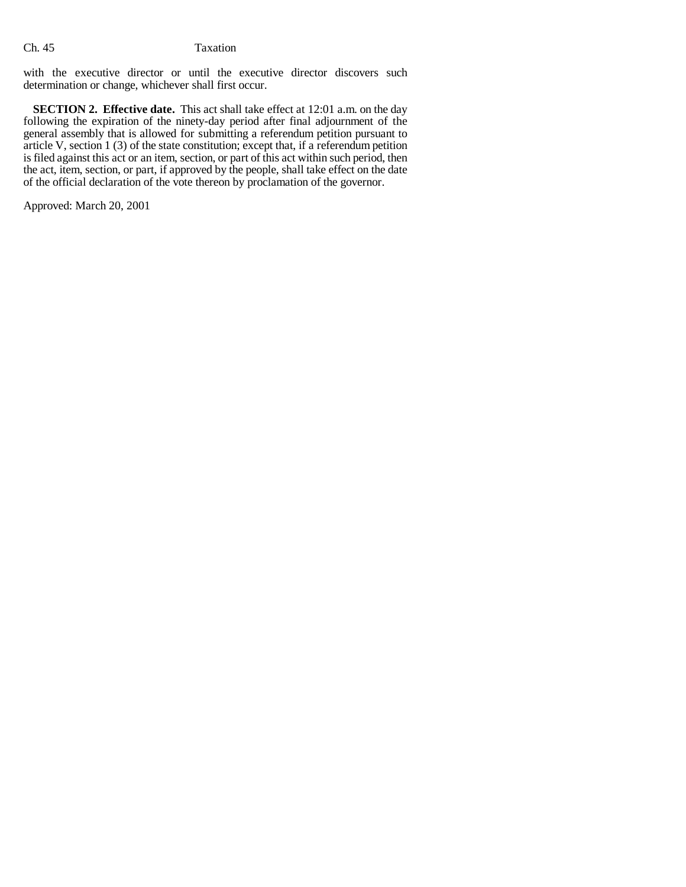with the executive director or until the executive director discovers such determination or change, whichever shall first occur.

**SECTION 2. Effective date.** This act shall take effect at 12:01 a.m. on the day following the expiration of the ninety-day period after final adjournment of the general assembly that is allowed for submitting a referendum petition pursuant to article V, section 1 (3) of the state constitution; except that, if a referendum petition is filed against this act or an item, section, or part of this act within such period, then the act, item, section, or part, if approved by the people, shall take effect on the date of the official declaration of the vote thereon by proclamation of the governor.

Approved: March 20, 2001